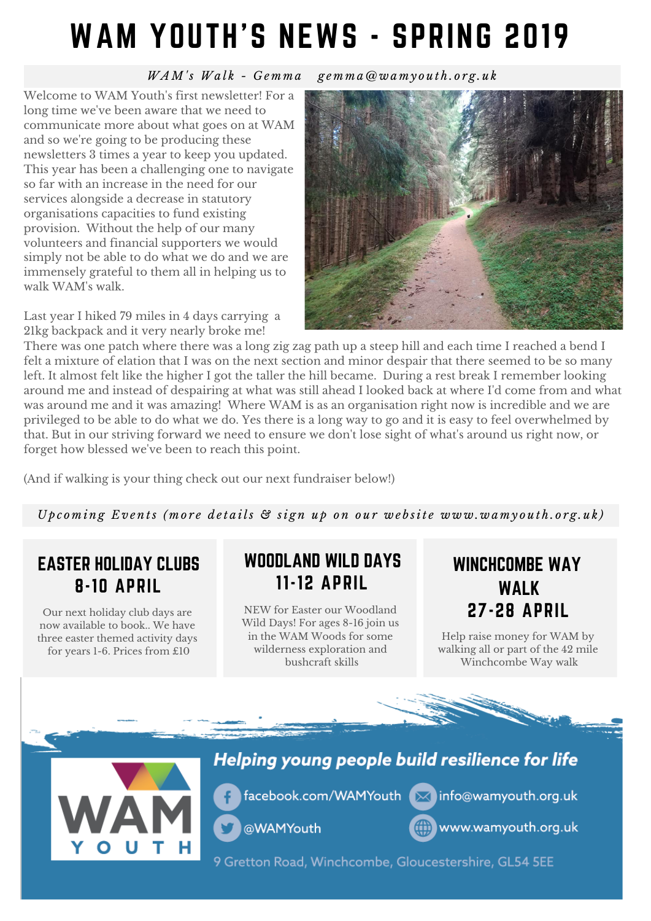# WAM YOUTH'S NEWS - SPRING 2019

*WAM's Walk - Gemma gemma@wamyouth.org.uk*

Welcome to WAM Youth's first newsletter! For a long time we've been aware that we need to communicate more about what goes on at WAM and so we're going to be producing these newsletters 3 times a year to keep you updated. This year has been a challenging one to navigate so far with an increase in the need for our services alongside a decrease in statutory organisations capacities to fund existing provision. Without the help of our many volunteers and financial supporters we would simply not be able to do what we do and we are immensely grateful to them all in helping us to walk WAM's walk.

Last year I hiked 79 miles in 4 days carrying a 21kg backpack and it very nearly broke me! There was one patch where there was a long zig zag path up a steep hill and each time I reached a bend I felt a mixture of elation that I was on the next section and minor despair that there seemed to be so many left. It almost felt like the higher I got the taller the hill became. During a rest break I remember looking around me and instead of despairing at what was still ahead I looked back at where I'd come from and what was around me and it was amazing! Where WAM is as an organisation right now is incredible and we are privileged to be able to do what we do. Yes there is a long way to go and it is easy to feel overwhelmed by that. But in our striving forward we need to ensure we don't lose sight of what's around us right now, or forget how blessed we've been to reach this point.

(And if walking is your thing check out our next fundraiser below!)

*Upcoming Events (more details & sign up on our website www.wamyouth.org.uk)*

## EASTER HOLIDAY CLUBS 8-10 APRIL

Our next holiday club days are now available to book.. We have three easter themed activity days for years 1-6. Prices from £10

## WOODLAND WILD DAYS 11-12 APRIL

NEW for Easter our Woodland Wild Days! For ages 8-16 join us in the WAM Woods for some wilderness exploration and bushcraft skills

## WINCHCOMBE WAY WALK 27-28 APRIL

Help raise money for WAM by walking all or part of the 42 mile Winchcombe Way walk

**Helping young people build resilience for life**

facebook.com/WAMYouth
@WAMYouth
info@wamyouth.org.uk
www.wamyouth.org.uk

9 Gretton Road, Winchcombe, Gloucestershire, GL54 5EE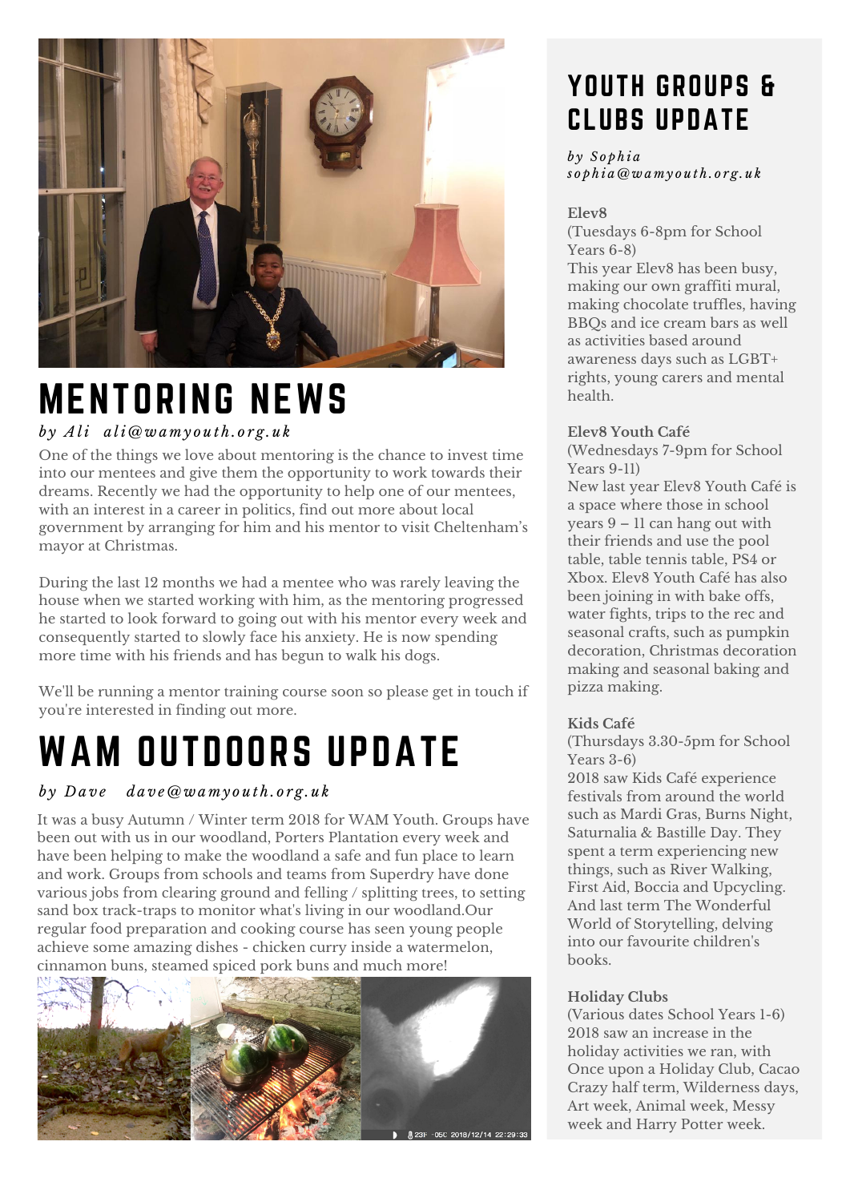# MENTORING NEWS

*by Ali ali@wamyouth.org.uk*

One of the things we love about mentoring is the chance to invest time into our mentees and give them the opportunity to work towards their dreams. Recently we had the opportunity to help one of our mentees, with an interest in a career in politics, find out more about local government by arranging for him and his mentor to visit Cheltenham's mayor at Christmas.

During the last 12 months we had a mentee who was rarely leaving the house when we started working with him, as the mentoring progressed he started to look forward to going out with his mentor every week and consequently started to slowly face his anxiety. He is now spending more time with his friends and has begun to walk his dogs.

We'll be running a mentor training course soon so please get in touch if you're interested in finding out more.

# WAM OUTDOORS UPDATE

*by Dave dave@wamyouth.org.uk*

It was a busy Autumn / Winter term 2018 for WAM Youth. Groups have been out with us in our woodland, Porters Plantation every week and have been helping to make the woodland a safe and fun place to learn and work. Groups from schools and teams from Superdry have done various jobs from clearing ground and felling / splitting trees, to setting sand box track-traps to monitor what's living in our woodland.Our regular food preparation and cooking course has seen young people achieve some amazing dishes - chicken curry inside a watermelon, cinnamon buns, steamed spiced pork buns and much more!

# YOUTH GROUPS & CLUBS UPDATE

*by Sophia sophia@wamyouth.org.uk*

**Elev8**
(Tuesdays 6-8pm for School Years 6-8)
This year Elev8 has been busy, making our own graffiti mural, making chocolate truffles, having BBQs and ice cream bars as well as activities based around awareness days such as LGBT+ rights, young carers and mental health.

**Elev8 Youth Café**
(Wednesdays 7-9pm for School Years 9-11)
New last year Elev8 Youth Café is a space where those in school years 9 – 11 can hang out with their friends and use the pool table, table tennis table, PS4 or Xbox. Elev8 Youth Café has also been joining in with bake offs, water fights, trips to the rec and seasonal crafts, such as pumpkin decoration, Christmas decoration making and seasonal baking and pizza making.

**Kids Café**
(Thursdays 3.30-5pm for School Years 3-6)
2018 saw Kids Café experience festivals from around the world such as Mardi Gras, Burns Night, Saturnalia & Bastille Day. They spent a term experiencing new things, such as River Walking, First Aid, Boccia and Upcycling. And last term The Wonderful World of Storytelling, delving into our favourite children's books.

**Holiday Clubs**
(Various dates School Years 1-6)
2018 saw an increase in the holiday activities we ran, with Once upon a Holiday Club, Cacao Crazy half term, Wilderness days, Art week, Animal week, Messy week and Harry Potter week.